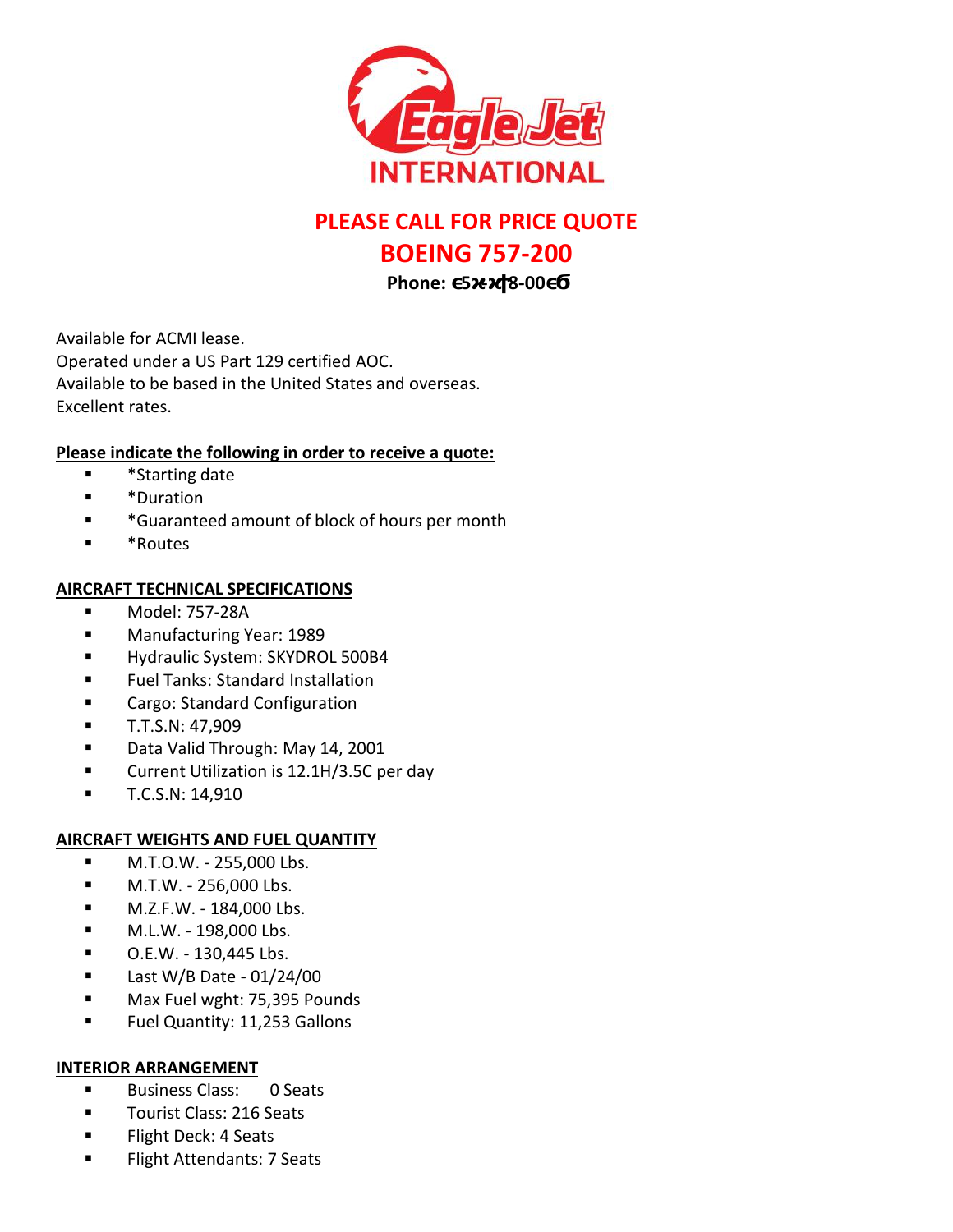**Eagle Jet INTERNATIONAL**

## PLEASE CALL FOR PRICE QUOTE

## BOEING 757-200

**Phone: ϵ5ϰ-ϰϯ8-00ϵϭ**

Available for ACMI lease.
Operated under a US Part 129 certified AOC.
Available to be based in the United States and overseas.
Excellent rates.

**Please indicate the following in order to receive a quote:**

- *Starting date
- *Duration
- *Guaranteed amount of block of hours per month
- *Routes

**AIRCRAFT TECHNICAL SPECIFICATIONS**

- Model: 757-28A
- Manufacturing Year: 1989
- Hydraulic System: SKYDROL 500B4
- Fuel Tanks: Standard Installation
- Cargo: Standard Configuration
- T.T.S.N: 47,909
- Data Valid Through: May 14, 2001
- Current Utilization is 12.1H/3.5C per day
- T.C.S.N: 14,910

**AIRCRAFT WEIGHTS AND FUEL QUANTITY**

- M.T.O.W. - 255,000 Lbs.
- M.T.W. - 256,000 Lbs.
- M.Z.F.W. - 184,000 Lbs.
- M.L.W. - 198,000 Lbs.
- O.E.W. - 130,445 Lbs.
- Last W/B Date - 01/24/00
- Max Fuel wght: 75,395 Pounds
- Fuel Quantity: 11,253 Gallons

**INTERIOR ARRANGEMENT**

- Business Class: 0 Seats
- Tourist Class: 216 Seats
- Flight Deck: 4 Seats
- Flight Attendants: 7 Seats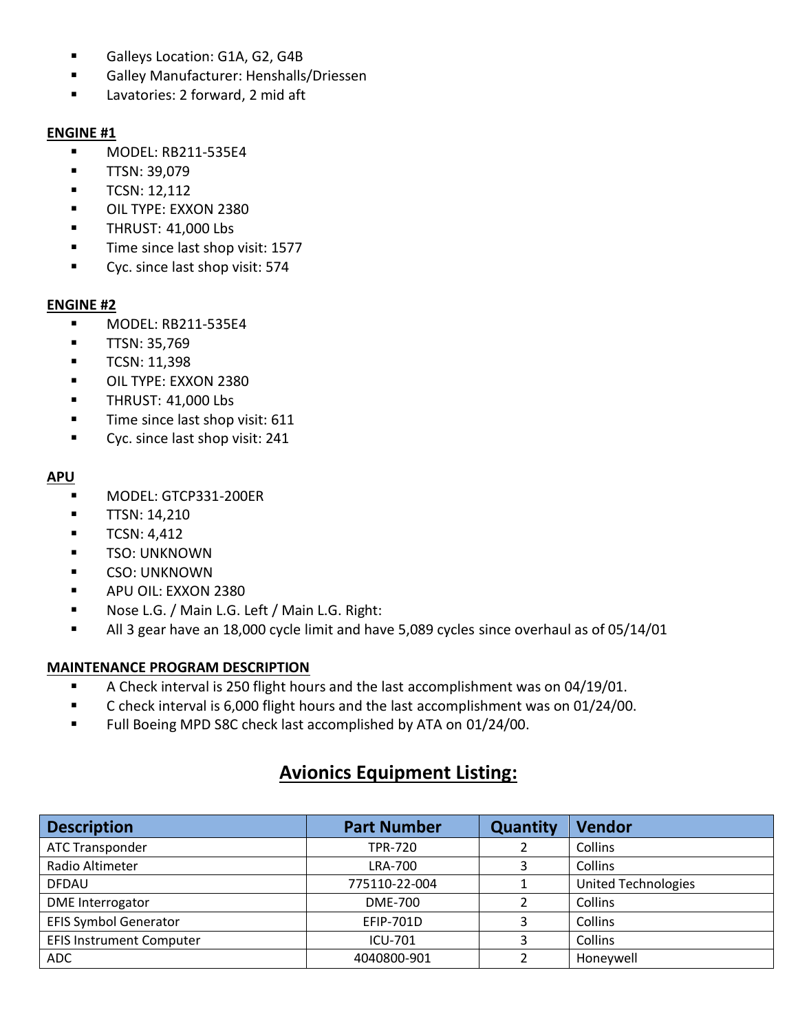- Galleys Location: G1A, G2, G4B
- Galley Manufacturer: Henshalls/Driessen
- Lavatories: 2 forward, 2 mid aft

**ENGINE #1**

- MODEL: RB211-535E4
- TTSN: 39,079
- TCSN: 12,112
- OIL TYPE: EXXON 2380
- THRUST: 41,000 Lbs
- Time since last shop visit: 1577
- Cyc. since last shop visit: 574

**ENGINE #2**

- MODEL: RB211-535E4
- TTSN: 35,769
- TCSN: 11,398
- OIL TYPE: EXXON 2380
- THRUST: 41,000 Lbs
- Time since last shop visit: 611
- Cyc. since last shop visit: 241

**APU**

- MODEL: GTCP331-200ER
- TTSN: 14,210
- TCSN: 4,412
- TSO: UNKNOWN
- CSO: UNKNOWN
- APU OIL: EXXON 2380
- Nose L.G. / Main L.G. Left / Main L.G. Right:
- All 3 gear have an 18,000 cycle limit and have 5,089 cycles since overhaul as of 05/14/01

**MAINTENANCE PROGRAM DESCRIPTION**

- A Check interval is 250 flight hours and the last accomplishment was on 04/19/01.
- C check interval is 6,000 flight hours and the last accomplishment was on 01/24/00.
- Full Boeing MPD S8C check last accomplished by ATA on 01/24/00.

## Avionics Equipment Listing:

| Description | Part Number | Quantity | Vendor |
|---|---|---|---|
| ATC Transponder | TPR-720 | 2 | Collins |
| Radio Altimeter | LRA-700 | 3 | Collins |
| DFDAU | 775110-22-004 | 1 | United Technologies |
| DME Interrogator | DME-700 | 2 | Collins |
| EFIS Symbol Generator | EFIP-701D | 3 | Collins |
| EFIS Instrument Computer | ICU-701 | 3 | Collins |
| ADC | 4040800-901 | 2 | Honeywell |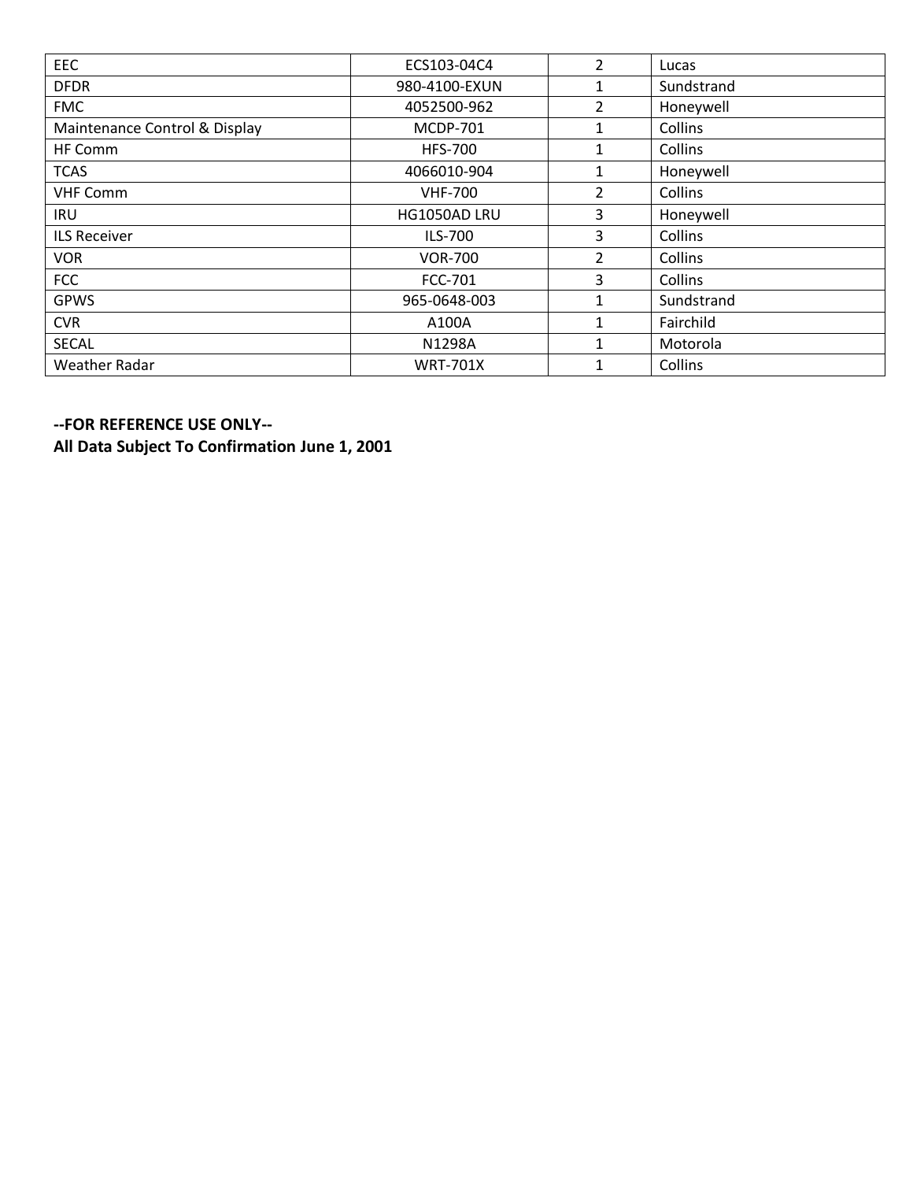| | | | |
|---|---|---|---|
| EEC | ECS103-04C4 | 2 | Lucas |
| DFDR | 980-4100-EXUN | 1 | Sundstrand |
| FMC | 4052500-962 | 2 | Honeywell |
| Maintenance Control & Display | MCDP-701 | 1 | Collins |
| HF Comm | HFS-700 | 1 | Collins |
| TCAS | 4066010-904 | 1 | Honeywell |
| VHF Comm | VHF-700 | 2 | Collins |
| IRU | HG1050AD LRU | 3 | Honeywell |
| ILS Receiver | ILS-700 | 3 | Collins |
| VOR | VOR-700 | 2 | Collins |
| FCC | FCC-701 | 3 | Collins |
| GPWS | 965-0648-003 | 1 | Sundstrand |
| CVR | A100A | 1 | Fairchild |
| SECAL | N1298A | 1 | Motorola |
| Weather Radar | WRT-701X | 1 | Collins |

**--FOR REFERENCE USE ONLY--**
**All Data Subject To Confirmation June 1, 2001**